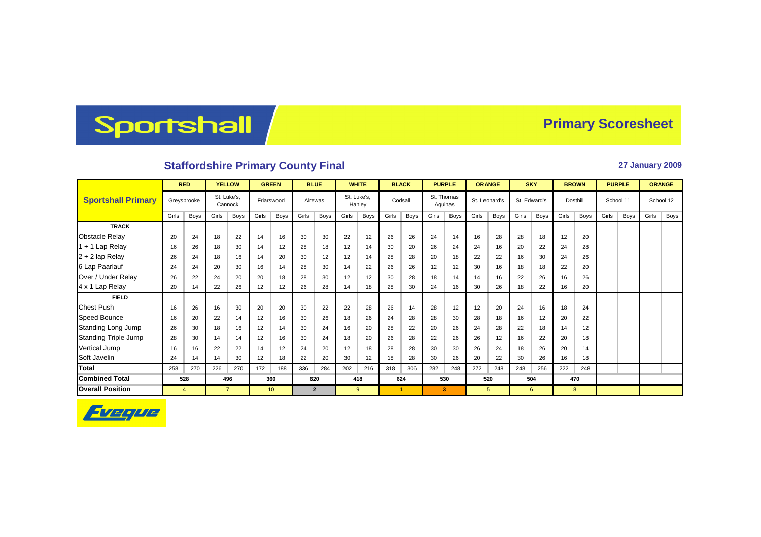# Sportshall

## Primary Scoresheet

### Staffordshire Primary County Final

**27 January 2009**

| Sportshall Primary | RED | | YELLOW | | GREEN | | BLUE | | WHITE | | BLACK | | PURPLE | | ORANGE | | SKY | | BROWN | | PURPLE | | ORANGE | |
|---|---|---|---|---|---|---|---|---|---|---|---|---|---|---|---|---|---|---|---|---|---|---|---|---|
| | Greysbrooke | | St. Luke's, Cannock | | Friarswood | | Alrewas | | St. Luke's, Hanley | | Codsall | | St. Thomas Aquinas | | St. Leonard's | | St. Edward's | | Dosthill | | School 11 | | School 12 | |
| | Girls | Boys | Girls | Boys | Girls | Boys | Girls | Boys | Girls | Boys | Girls | Boys | Girls | Boys | Girls | Boys | Girls | Boys | Girls | Boys | Girls | Boys | Girls | Boys |
| **TRACK** | | | | | | | | | | | | | | | | | | | | | | | | |
| Obstacle Relay | 20 | 24 | 18 | 22 | 14 | 16 | 30 | 30 | 22 | 12 | 26 | 26 | 24 | 14 | 16 | 28 | 28 | 18 | 12 | 20 | | | | |
| 1 + 1 Lap Relay | 16 | 26 | 18 | 30 | 14 | 12 | 28 | 18 | 12 | 14 | 30 | 20 | 26 | 24 | 24 | 16 | 20 | 22 | 24 | 28 | | | | |
| 2 + 2 lap Relay | 26 | 24 | 18 | 16 | 14 | 20 | 30 | 12 | 12 | 14 | 28 | 28 | 20 | 18 | 22 | 22 | 16 | 30 | 24 | 26 | | | | |
| 6 Lap Paarlauf | 24 | 24 | 20 | 30 | 16 | 14 | 28 | 30 | 14 | 22 | 26 | 26 | 12 | 12 | 30 | 16 | 18 | 18 | 22 | 20 | | | | |
| Over / Under Relay | 26 | 22 | 24 | 20 | 20 | 18 | 28 | 30 | 12 | 12 | 30 | 28 | 18 | 14 | 14 | 16 | 22 | 26 | 16 | 26 | | | | |
| 4 x 1 Lap Relay | 20 | 14 | 22 | 26 | 12 | 12 | 26 | 28 | 14 | 18 | 28 | 30 | 24 | 16 | 30 | 26 | 18 | 22 | 16 | 20 | | | | |
| **FIELD** | | | | | | | | | | | | | | | | | | | | | | | | |
| Chest Push | 16 | 26 | 16 | 30 | 20 | 20 | 30 | 22 | 22 | 28 | 26 | 14 | 28 | 12 | 12 | 20 | 24 | 16 | 18 | 24 | | | | |
| Speed Bounce | 16 | 20 | 22 | 14 | 12 | 16 | 30 | 26 | 18 | 26 | 24 | 28 | 28 | 30 | 28 | 18 | 16 | 12 | 20 | 22 | | | | |
| Standing Long Jump | 26 | 30 | 18 | 16 | 12 | 14 | 30 | 24 | 16 | 20 | 28 | 22 | 20 | 26 | 24 | 28 | 22 | 18 | 14 | 12 | | | | |
| Standing Triple Jump | 28 | 30 | 14 | 14 | 12 | 16 | 30 | 24 | 18 | 20 | 26 | 28 | 22 | 26 | 26 | 12 | 16 | 22 | 20 | 18 | | | | |
| Vertical Jump | 16 | 16 | 22 | 22 | 14 | 12 | 24 | 20 | 12 | 18 | 28 | 28 | 30 | 30 | 26 | 24 | 18 | 26 | 20 | 14 | | | | |
| Soft Javelin | 24 | 14 | 14 | 30 | 12 | 18 | 22 | 20 | 30 | 12 | 18 | 28 | 30 | 26 | 20 | 22 | 30 | 26 | 16 | 18 | | | | |
| **Total** | 258 | 270 | 226 | 270 | 172 | 188 | 336 | 284 | 202 | 216 | 318 | 306 | 282 | 248 | 272 | 248 | 248 | 256 | 222 | 248 | | | | |
| **Combined Total** | 528 | | 496 | | 360 | | 620 | | 418 | | 624 | | 530 | | 520 | | 504 | | 470 | | | | | |
| **Overall Position** | 4 | | 7 | | 10 | | 2 | | 9 | | 1 | | 3 | | 5 | | 6 | | 8 | | | | | |

Eveque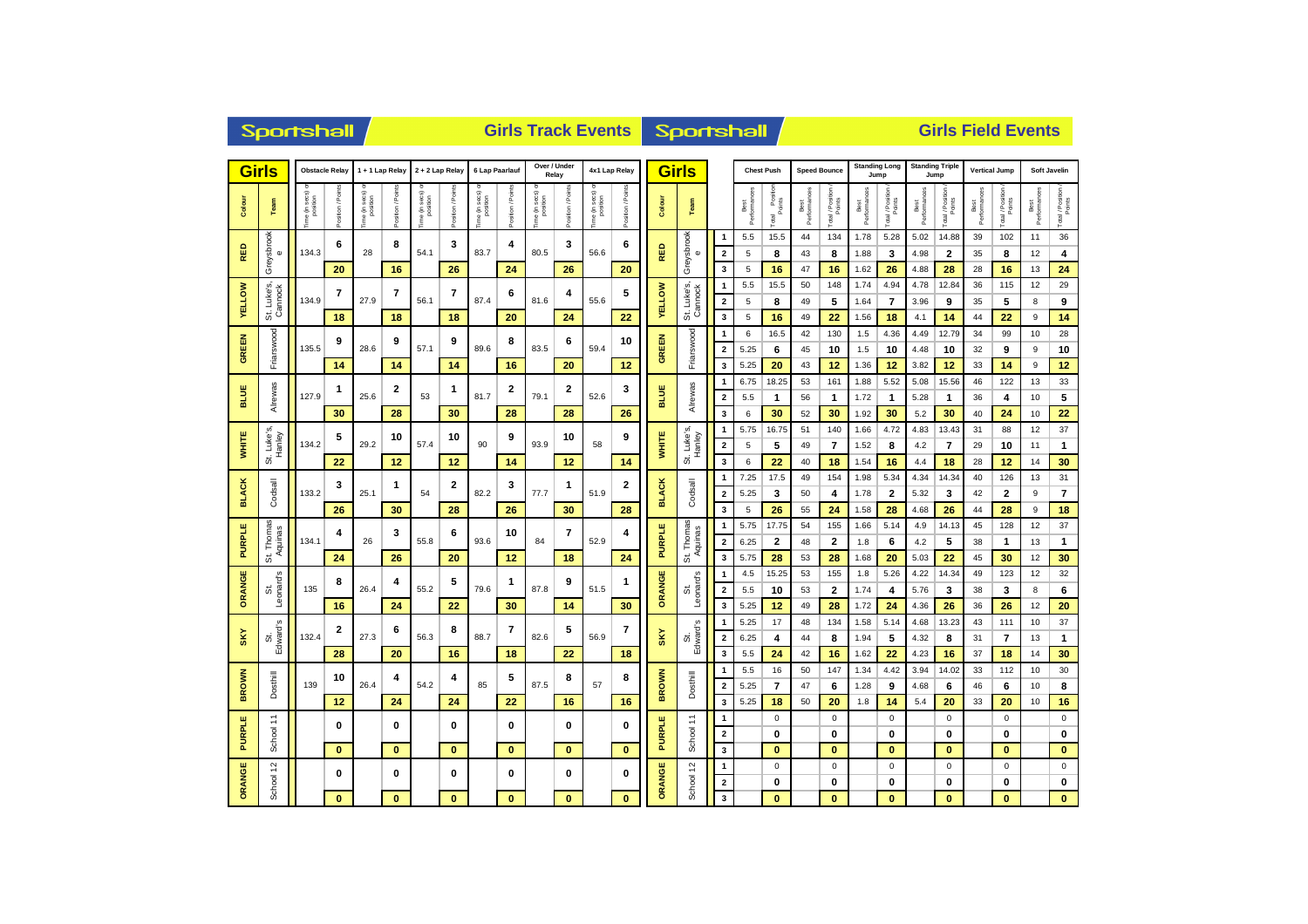## Sportshall — Girls Track Events

| Colour | Team | Obstacle Relay Time (in secs) or position | Obstacle Relay Position / Points | 1 + 1 Lap Relay Time (in secs) or position | 1 + 1 Lap Relay Position / Points | 2 + 2 Lap Relay Time (in secs) or position | 2 + 2 Lap Relay Position / Points | 6 Lap Paarlauf Time (in secs) or position | 6 Lap Paarlauf Position / Points | Over / Under Relay Time (in secs) or position | Over / Under Relay Position / Points | 4x1 Lap Relay Time (in secs) or position | 4x1 Lap Relay Position / Points |
|---|---|---|---|---|---|---|---|---|---|---|---|---|---|
| RED | Greysbrooke | 134.3 | 6 / 20 | 28 | 8 / 16 | 54.1 | 3 / 26 | 83.7 | 4 / 24 | 80.5 | 3 / 26 | 56.6 | 6 / 20 |
| YELLOW | St. Luke's, Cannock | 134.9 | 7 / 18 | 27.9 | 7 / 18 | 56.1 | 7 / 18 | 87.4 | 6 / 20 | 81.6 | 4 / 24 | 55.6 | 5 / 22 |
| GREEN | Friarswood | 135.5 | 9 / 14 | 28.6 | 9 / 14 | 57.1 | 9 / 14 | 89.6 | 8 / 16 | 83.5 | 6 / 20 | 59.4 | 10 / 12 |
| BLUE | Alrewas | 127.9 | 1 / 30 | 25.6 | 2 / 28 | 53 | 1 / 30 | 81.7 | 2 / 28 | 79.1 | 2 / 28 | 52.6 | 3 / 26 |
| WHITE | St. Luke's, Hanley | 134.2 | 5 / 22 | 29.2 | 10 / 12 | 57.4 | 10 / 12 | 90 | 9 / 14 | 93.9 | 10 / 12 | 58 | 9 / 14 |
| BLACK | Codsall | 133.2 | 3 / 26 | 25.1 | 1 / 30 | 54 | 2 / 28 | 82.2 | 3 / 26 | 77.7 | 1 / 30 | 51.9 | 2 / 28 |
| PURPLE | St. Thomas Aquinas | 134.1 | 4 / 24 | 26 | 3 / 26 | 55.8 | 6 / 20 | 93.6 | 10 / 12 | 84 | 7 / 18 | 52.9 | 4 / 24 |
| ORANGE | St. Leonard's | 135 | 8 / 16 | 26.4 | 4 / 24 | 55.2 | 5 / 22 | 79.6 | 1 / 30 | 87.8 | 9 / 14 | 51.5 | 1 / 30 |
| SKY | St. Edward's | 132.4 | 2 / 28 | 27.3 | 6 / 20 | 56.3 | 8 / 16 | 88.7 | 7 / 18 | 82.6 | 5 / 22 | 56.9 | 7 / 18 |
| BROWN | Dosthill | 139 | 10 / 12 | 26.4 | 4 / 24 | 54.2 | 4 / 24 | 85 | 5 / 22 | 87.5 | 8 / 16 | 57 | 8 / 16 |
| PURPLE | School 11 | | 0 / 0 | | 0 / 0 | | 0 / 0 | | 0 / 0 | | 0 / 0 | | 0 / 0 |
| ORANGE | School 12 | | 0 / 0 | | 0 / 0 | | 0 / 0 | | 0 / 0 | | 0 / 0 | | 0 / 0 |

## Sportshall — Girls Field Events

| Colour | Team | | Chest Push Best Performances | Chest Push Total / Position / Points | Speed Bounce Best Performances | Speed Bounce Total / Position / Points | Standing Long Jump Best Performances | Standing Long Jump Total / Position / Points | Standing Triple Jump Best Performances | Standing Triple Jump Total / Position / Points | Vertical Jump Best Performances | Vertical Jump Total / Position / Points | Soft Javelin Best Performances | Soft Javelin Total / Position / Points |
|---|---|---|---|---|---|---|---|---|---|---|---|---|---|---|
| RED | Greysbrooke | 1 | 5.5 | 15.5 | 44 | 134 | 1.78 | 5.28 | 5.02 | 14.88 | 39 | 102 | 11 | 36 |
| | | 2 | 5 | 8 | 43 | 8 | 1.88 | 3 | 4.98 | 2 | 35 | 8 | 12 | 4 |
| | | 3 | 5 | 16 | 47 | 16 | 1.62 | 26 | 4.88 | 28 | 28 | 16 | 13 | 24 |
| YELLOW | St. Luke's, Cannock | 1 | 5.5 | 15.5 | 50 | 148 | 1.74 | 4.94 | 4.78 | 12.84 | 36 | 115 | 12 | 29 |
| | | 2 | 5 | 8 | 49 | 5 | 1.64 | 7 | 3.96 | 9 | 35 | 5 | 8 | 9 |
| | | 3 | 5 | 16 | 49 | 22 | 1.56 | 18 | 4.1 | 14 | 44 | 22 | 9 | 14 |
| GREEN | Friarswood | 1 | 6 | 16.5 | 42 | 130 | 1.5 | 4.36 | 4.49 | 12.79 | 34 | 99 | 10 | 28 |
| | | 2 | 5.25 | 6 | 45 | 10 | 1.5 | 10 | 4.48 | 10 | 32 | 9 | 9 | 10 |
| | | 3 | 5.25 | 20 | 43 | 12 | 1.36 | 12 | 3.82 | 12 | 33 | 14 | 9 | 12 |
| BLUE | Alrewas | 1 | 6.75 | 18.25 | 53 | 161 | 1.88 | 5.52 | 5.08 | 15.56 | 46 | 122 | 13 | 33 |
| | | 2 | 5.5 | 1 | 56 | 1 | 1.72 | 1 | 5.28 | 1 | 36 | 4 | 10 | 5 |
| | | 3 | 6 | 30 | 52 | 30 | 1.92 | 30 | 5.2 | 30 | 40 | 24 | 10 | 22 |
| WHITE | St. Luke's, Hanley | 1 | 5.75 | 16.75 | 51 | 140 | 1.66 | 4.72 | 4.83 | 13.43 | 31 | 88 | 12 | 37 |
| | | 2 | 5 | 5 | 49 | 7 | 1.52 | 8 | 4.2 | 7 | 29 | 10 | 11 | 1 |
| | | 3 | 6 | 22 | 40 | 18 | 1.54 | 16 | 4.4 | 18 | 28 | 12 | 14 | 30 |
| BLACK | Codsall | 1 | 7.25 | 17.5 | 49 | 154 | 1.98 | 5.34 | 4.34 | 14.34 | 40 | 126 | 13 | 31 |
| | | 2 | 5.25 | 3 | 50 | 4 | 1.78 | 2 | 5.32 | 3 | 42 | 2 | 9 | 7 |
| | | 3 | 5 | 26 | 55 | 24 | 1.58 | 28 | 4.68 | 26 | 44 | 28 | 9 | 18 |
| PURPLE | St. Thomas Aquinas | 1 | 5.75 | 17.75 | 54 | 155 | 1.66 | 5.14 | 4.9 | 14.13 | 45 | 128 | 12 | 37 |
| | | 2 | 6.25 | 2 | 48 | 2 | 1.8 | 6 | 4.2 | 5 | 38 | 1 | 13 | 1 |
| | | 3 | 5.75 | 28 | 53 | 28 | 1.68 | 20 | 5.03 | 22 | 45 | 30 | 12 | 30 |
| ORANGE | St. Leonard's | 1 | 4.5 | 15.25 | 53 | 155 | 1.8 | 5.26 | 4.22 | 14.34 | 49 | 123 | 12 | 32 |
| | | 2 | 5.5 | 10 | 53 | 2 | 1.74 | 4 | 5.76 | 3 | 38 | 3 | 8 | 6 |
| | | 3 | 5.25 | 12 | 49 | 28 | 1.72 | 24 | 4.36 | 26 | 36 | 26 | 12 | 20 |
| SKY | St. Edward's | 1 | 5.25 | 17 | 48 | 134 | 1.58 | 5.14 | 4.68 | 13.23 | 43 | 111 | 10 | 37 |
| | | 2 | 6.25 | 4 | 44 | 8 | 1.94 | 5 | 4.32 | 8 | 31 | 7 | 13 | 1 |
| | | 3 | 5.5 | 24 | 42 | 16 | 1.62 | 22 | 4.23 | 16 | 37 | 18 | 14 | 30 |
| BROWN | Dosthill | 1 | 5.5 | 16 | 50 | 147 | 1.34 | 4.42 | 3.94 | 14.02 | 33 | 112 | 10 | 30 |
| | | 2 | 5.25 | 7 | 47 | 6 | 1.28 | 9 | 4.68 | 6 | 46 | 6 | 10 | 8 |
| | | 3 | 5.25 | 18 | 50 | 20 | 1.8 | 14 | 5.4 | 20 | 33 | 20 | 10 | 16 |
| PURPLE | School 11 | 1 | | 0 | | 0 | | 0 | | 0 | | 0 | | 0 |
| | | 2 | | 0 | | 0 | | 0 | | 0 | | 0 | | 0 |
| | | 3 | | 0 | | 0 | | 0 | | 0 | | 0 | | 0 |
| ORANGE | School 12 | 1 | | 0 | | 0 | | 0 | | 0 | | 0 | | 0 |
| | | 2 | | 0 | | 0 | | 0 | | 0 | | 0 | | 0 |
| | | 3 | | 0 | | 0 | | 0 | | 0 | | 0 | | 0 |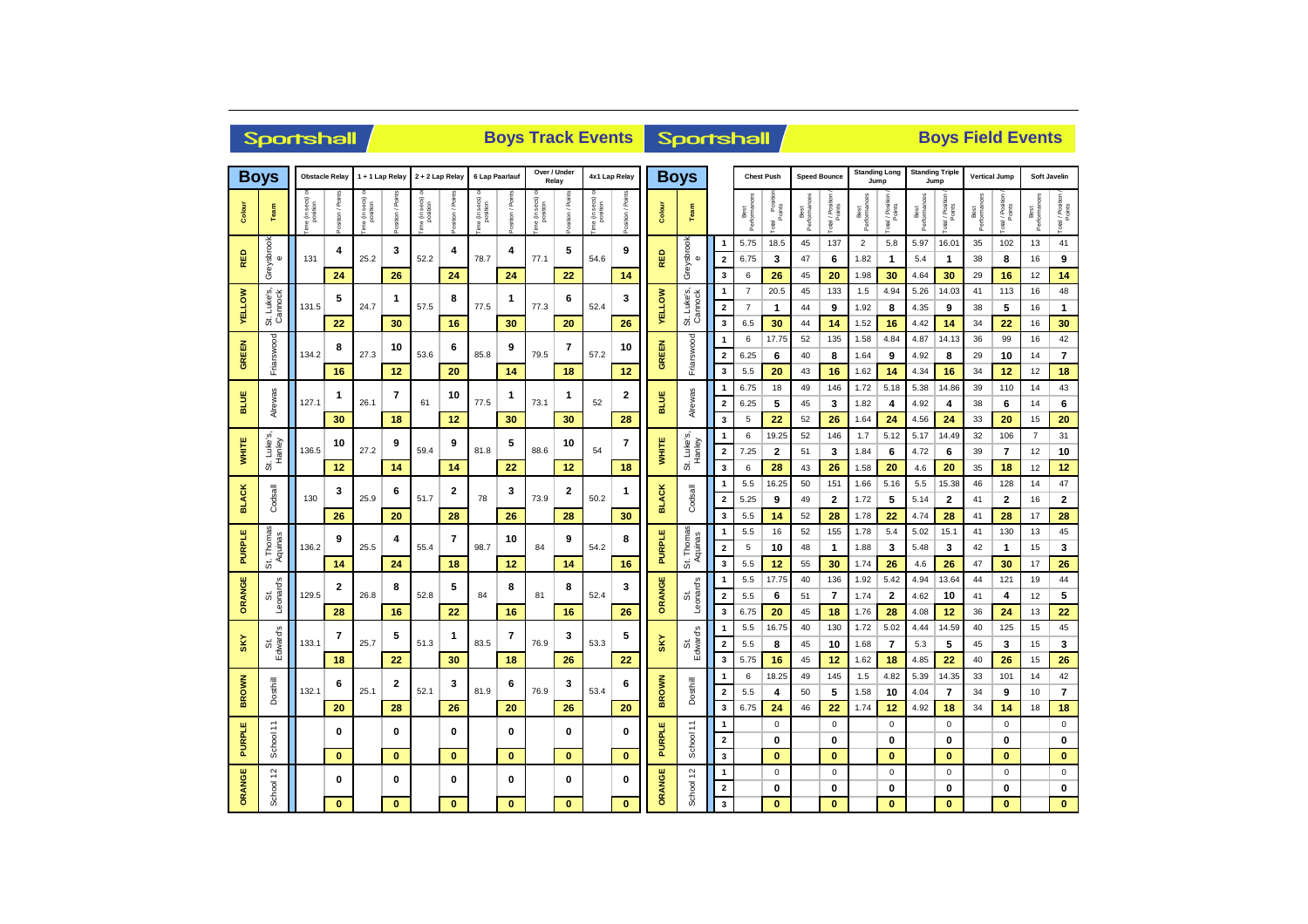# Sportshall — Boys Track Events

| Colour | Team | Obstacle Relay | | 1 + 1 Lap Relay | | 2 + 2 Lap Relay | | 6 Lap Paarlauf | | Over / Under Relay | | 4x1 Lap Relay | |
|---|---|---|---|---|---|---|---|---|---|---|---|---|---|
| | | Time (in secs) or position | Position / Points | Time (in secs) or position | Position / Points | Time (in secs) or position | Position / Points | Time (in secs) or position | Position / Points | Time (in secs) or position | Position / Points | Time (in secs) or position | Position / Points |
| RED | Greysbrooke | 131 | 4 | 25.2 | 3 | 52.2 | 4 | 78.7 | 4 | 77.1 | 5 | 54.6 | 9 |
| | | | **24** | | **26** | | **24** | | **24** | | **22** | | **14** |
| YELLOW | St. Luke's, Cannock | 131.5 | 5 | 24.7 | 1 | 57.5 | 8 | 77.5 | 1 | 77.3 | 6 | 52.4 | 3 |
| | | | **22** | | **30** | | **16** | | **30** | | **20** | | **26** |
| GREEN | Friarswood | 134.2 | 8 | 27.3 | 10 | 53.6 | 6 | 85.8 | 9 | 79.5 | 7 | 57.2 | 10 |
| | | | **16** | | **12** | | **20** | | **14** | | **18** | | **12** |
| BLUE | Alrewas | 127.1 | 1 | 26.1 | 7 | 61 | 10 | 77.5 | 1 | 73.1 | 1 | 52 | 2 |
| | | | **30** | | **18** | | **12** | | **30** | | **30** | | **28** |
| WHITE | St. Luke's, Hanley | 136.5 | 10 | 27.2 | 9 | 59.4 | 9 | 81.8 | 5 | 88.6 | 10 | 54 | 7 |
| | | | **12** | | **14** | | **14** | | **22** | | **12** | | **18** |
| BLACK | Codsall | 130 | 3 | 25.9 | 6 | 51.7 | 2 | 78 | 3 | 73.9 | 2 | 50.2 | 1 |
| | | | **26** | | **20** | | **28** | | **26** | | **28** | | **30** |
| PURPLE | St. Thomas Aquinas | 136.2 | 9 | 25.5 | 4 | 55.4 | 7 | 98.7 | 10 | 84 | 9 | 54.2 | 8 |
| | | | **14** | | **24** | | **18** | | **12** | | **14** | | **16** |
| ORANGE | St. Leonard's | 129.5 | 2 | 26.8 | 8 | 52.8 | 5 | 84 | 8 | 81 | 8 | 52.4 | 3 |
| | | | **28** | | **16** | | **22** | | **16** | | **16** | | **26** |
| SKY | St. Edward's | 133.1 | 7 | 25.7 | 5 | 51.3 | 1 | 83.5 | 7 | 76.9 | 3 | 53.3 | 5 |
| | | | **18** | | **22** | | **30** | | **18** | | **26** | | **22** |
| BROWN | Dosthill | 132.1 | 6 | 25.1 | 2 | 52.1 | 3 | 81.9 | 6 | 76.9 | 3 | 53.4 | 6 |
| | | | **20** | | **28** | | **26** | | **20** | | **26** | | **20** |
| PURPLE | School 11 | | 0 | | 0 | | 0 | | 0 | | 0 | | 0 |
| | | | **0** | | **0** | | **0** | | **0** | | **0** | | **0** |
| ORANGE | School 12 | | 0 | | 0 | | 0 | | 0 | | 0 | | 0 |
| | | | **0** | | **0** | | **0** | | **0** | | **0** | | **0** |

# Sportshall — Boys Field Events

| Colour | Team | | Chest Push | | Speed Bounce | | Standing Long Jump | | Standing Triple Jump | | Vertical Jump | | Soft Javelin | |
|---|---|---|---|---|---|---|---|---|---|---|---|---|---|---|
| | | | Best Performances | Total / Position / Points | Best Performances | Total / Position / Points | Best Performances | Total / Position / Points | Best Performances | Total / Position / Points | Best Performances | Total / Position / Points | Best Performances | Total / Position / Points |
| RED | Greysbrooke | 1 | 5.75 | 18.5 | 45 | 137 | 2 | 5.8 | 5.97 | 16.01 | 35 | 102 | 13 | 41 |
| | | 2 | 6.75 | 3 | 47 | 6 | 1.82 | 1 | 5.4 | 1 | 38 | 8 | 16 | 9 |
| | | 3 | 6 | **26** | 45 | **20** | 1.98 | **30** | 4.64 | **30** | 29 | **16** | 12 | **14** |
| YELLOW | St. Luke's, Cannock | 1 | 7 | 20.5 | 45 | 133 | 1.5 | 4.94 | 5.26 | 14.03 | 41 | 113 | 16 | 48 |
| | | 2 | 7 | 1 | 44 | 9 | 1.92 | 8 | 4.35 | 9 | 38 | 5 | 16 | 1 |
| | | 3 | 6.5 | **30** | 44 | **14** | 1.52 | **16** | 4.42 | **14** | 34 | **22** | 16 | **30** |
| GREEN | Friarswood | 1 | 6 | 17.75 | 52 | 135 | 1.58 | 4.84 | 4.87 | 14.13 | 36 | 99 | 16 | 42 |
| | | 2 | 6.25 | 6 | 40 | 8 | 1.64 | 9 | 4.92 | 8 | 29 | 10 | 14 | 7 |
| | | 3 | 5.5 | **20** | 43 | **16** | 1.62 | **14** | 4.34 | **16** | 34 | **12** | 12 | **18** |
| BLUE | Alrewas | 1 | 6.75 | 18 | 49 | 146 | 1.72 | 5.18 | 5.38 | 14.86 | 39 | 110 | 14 | 43 |
| | | 2 | 6.25 | 5 | 45 | 3 | 1.82 | 4 | 4.92 | 4 | 38 | 6 | 14 | 6 |
| | | 3 | 5 | **22** | 52 | **26** | 1.64 | **24** | 4.56 | **24** | 33 | **20** | 15 | **20** |
| WHITE | St. Luke's, Hanley | 1 | 6 | 19.25 | 52 | 146 | 1.7 | 5.12 | 5.17 | 14.49 | 32 | 106 | 7 | 31 |
| | | 2 | 7.25 | 2 | 51 | 3 | 1.84 | 6 | 4.72 | 6 | 39 | 7 | 12 | 10 |
| | | 3 | 6 | **28** | 43 | **26** | 1.58 | **20** | 4.6 | **20** | 35 | **18** | 12 | **12** |
| BLACK | Codsall | 1 | 5.5 | 16.25 | 50 | 151 | 1.66 | 5.16 | 5.5 | 15.38 | 46 | 128 | 14 | 47 |
| | | 2 | 5.25 | 9 | 49 | 2 | 1.72 | 5 | 5.14 | 2 | 41 | 2 | 16 | 2 |
| | | 3 | 5.5 | **14** | 52 | **28** | 1.78 | **22** | 4.74 | **28** | 41 | **28** | 17 | **28** |
| PURPLE | St. Thomas Aquinas | 1 | 5.5 | 16 | 52 | 155 | 1.78 | 5.4 | 5.02 | 15.1 | 41 | 130 | 13 | 45 |
| | | 2 | 5 | 10 | 48 | 1 | 1.88 | 3 | 5.48 | 3 | 42 | 1 | 15 | 3 |
| | | 3 | 5.5 | **12** | 55 | **30** | 1.74 | **26** | 4.6 | **26** | 47 | **30** | 17 | **26** |
| ORANGE | St. Leonard's | 1 | 5.5 | 17.75 | 40 | 136 | 1.92 | 5.42 | 4.94 | 13.64 | 44 | 121 | 19 | 44 |
| | | 2 | 5.5 | 6 | 51 | 7 | 1.74 | 2 | 4.62 | 10 | 41 | 4 | 12 | 5 |
| | | 3 | 6.75 | **20** | 45 | **18** | 1.76 | **28** | 4.08 | **12** | 36 | **24** | 13 | **22** |
| SKY | St. Edward's | 1 | 5.5 | 16.75 | 40 | 130 | 1.72 | 5.02 | 4.44 | 14.59 | 40 | 125 | 15 | 45 |
| | | 2 | 5.5 | 8 | 45 | 10 | 1.68 | 7 | 5.3 | 5 | 45 | 3 | 15 | 3 |
| | | 3 | 5.75 | **16** | 45 | **12** | 1.62 | **18** | 4.85 | **22** | 40 | **26** | 15 | **26** |
| BROWN | Dosthill | 1 | 6 | 18.25 | 49 | 145 | 1.5 | 4.82 | 5.39 | 14.35 | 33 | 101 | 14 | 42 |
| | | 2 | 5.5 | 4 | 50 | 5 | 1.58 | 10 | 4.04 | 7 | 34 | 9 | 10 | 7 |
| | | 3 | 6.75 | **24** | 46 | **22** | 1.74 | **12** | 4.92 | **18** | 34 | **14** | 18 | **18** |
| PURPLE | School 11 | 1 | | 0 | | 0 | | 0 | | 0 | | 0 | | 0 |
| | | 2 | | 0 | | 0 | | 0 | | 0 | | 0 | | 0 |
| | | 3 | | **0** | | **0** | | **0** | | **0** | | **0** | | **0** |
| ORANGE | School 12 | 1 | | 0 | | 0 | | 0 | | 0 | | 0 | | 0 |
| | | 2 | | 0 | | 0 | | 0 | | 0 | | 0 | | 0 |
| | | 3 | | **0** | | **0** | | **0** | | **0** | | **0** | | **0** |